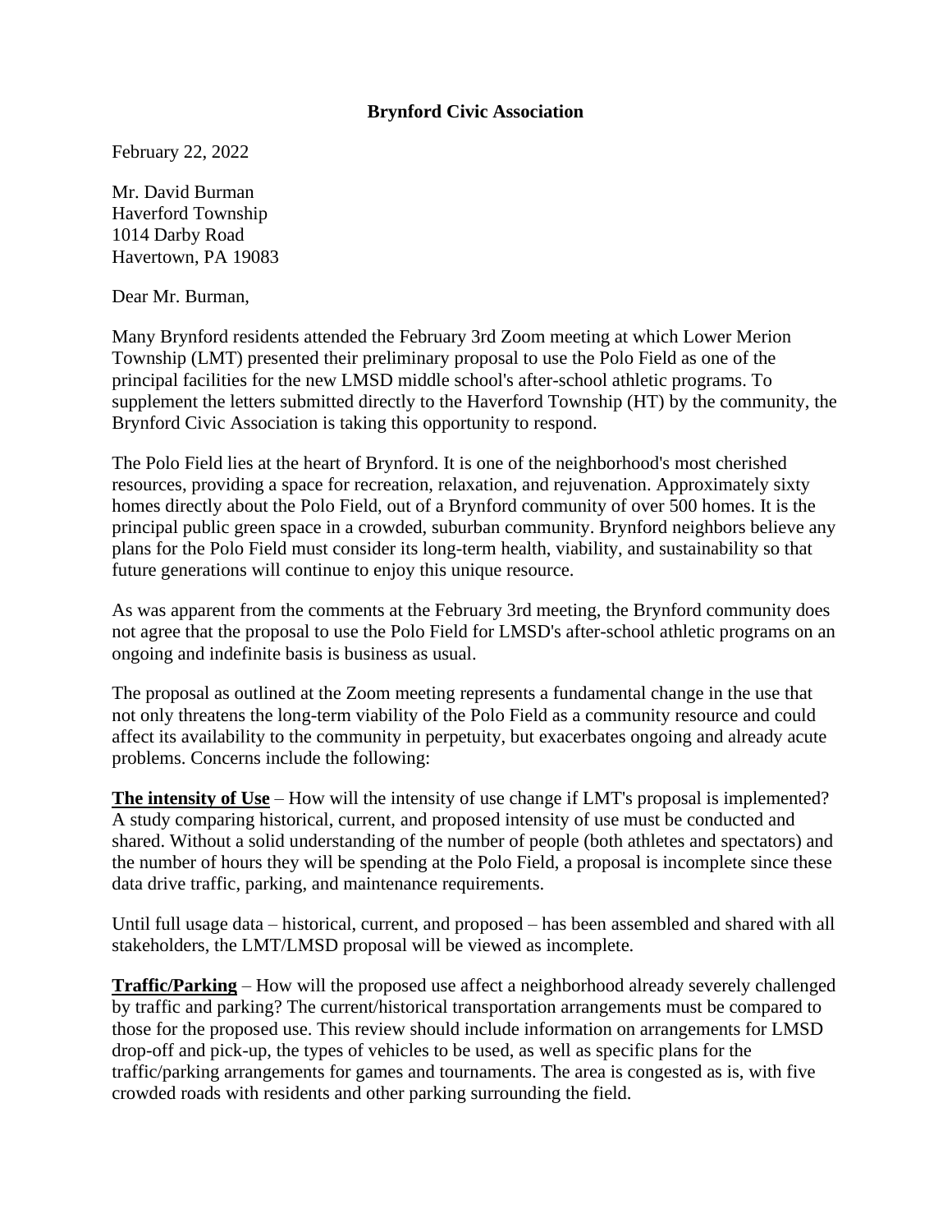**Brynford Civic Association**

February 22, 2022

Mr. David Burman
Haverford Township
1014 Darby Road
Havertown, PA 19083

Dear Mr. Burman,

Many Brynford residents attended the February 3rd Zoom meeting at which Lower Merion Township (LMT) presented their preliminary proposal to use the Polo Field as one of the principal facilities for the new LMSD middle school's after-school athletic programs. To supplement the letters submitted directly to the Haverford Township (HT) by the community, the Brynford Civic Association is taking this opportunity to respond.

The Polo Field lies at the heart of Brynford. It is one of the neighborhood's most cherished resources, providing a space for recreation, relaxation, and rejuvenation. Approximately sixty homes directly about the Polo Field, out of a Brynford community of over 500 homes. It is the principal public green space in a crowded, suburban community. Brynford neighbors believe any plans for the Polo Field must consider its long-term health, viability, and sustainability so that future generations will continue to enjoy this unique resource.

As was apparent from the comments at the February 3rd meeting, the Brynford community does not agree that the proposal to use the Polo Field for LMSD's after-school athletic programs on an ongoing and indefinite basis is business as usual.

The proposal as outlined at the Zoom meeting represents a fundamental change in the use that not only threatens the long-term viability of the Polo Field as a community resource and could affect its availability to the community in perpetuity, but exacerbates ongoing and already acute problems. Concerns include the following:

**<u>The intensity of Use</u>** – How will the intensity of use change if LMT's proposal is implemented? A study comparing historical, current, and proposed intensity of use must be conducted and shared. Without a solid understanding of the number of people (both athletes and spectators) and the number of hours they will be spending at the Polo Field, a proposal is incomplete since these data drive traffic, parking, and maintenance requirements.

Until full usage data – historical, current, and proposed – has been assembled and shared with all stakeholders, the LMT/LMSD proposal will be viewed as incomplete.

**<u>Traffic/Parking</u>** – How will the proposed use affect a neighborhood already severely challenged by traffic and parking? The current/historical transportation arrangements must be compared to those for the proposed use. This review should include information on arrangements for LMSD drop-off and pick-up, the types of vehicles to be used, as well as specific plans for the traffic/parking arrangements for games and tournaments. The area is congested as is, with five crowded roads with residents and other parking surrounding the field.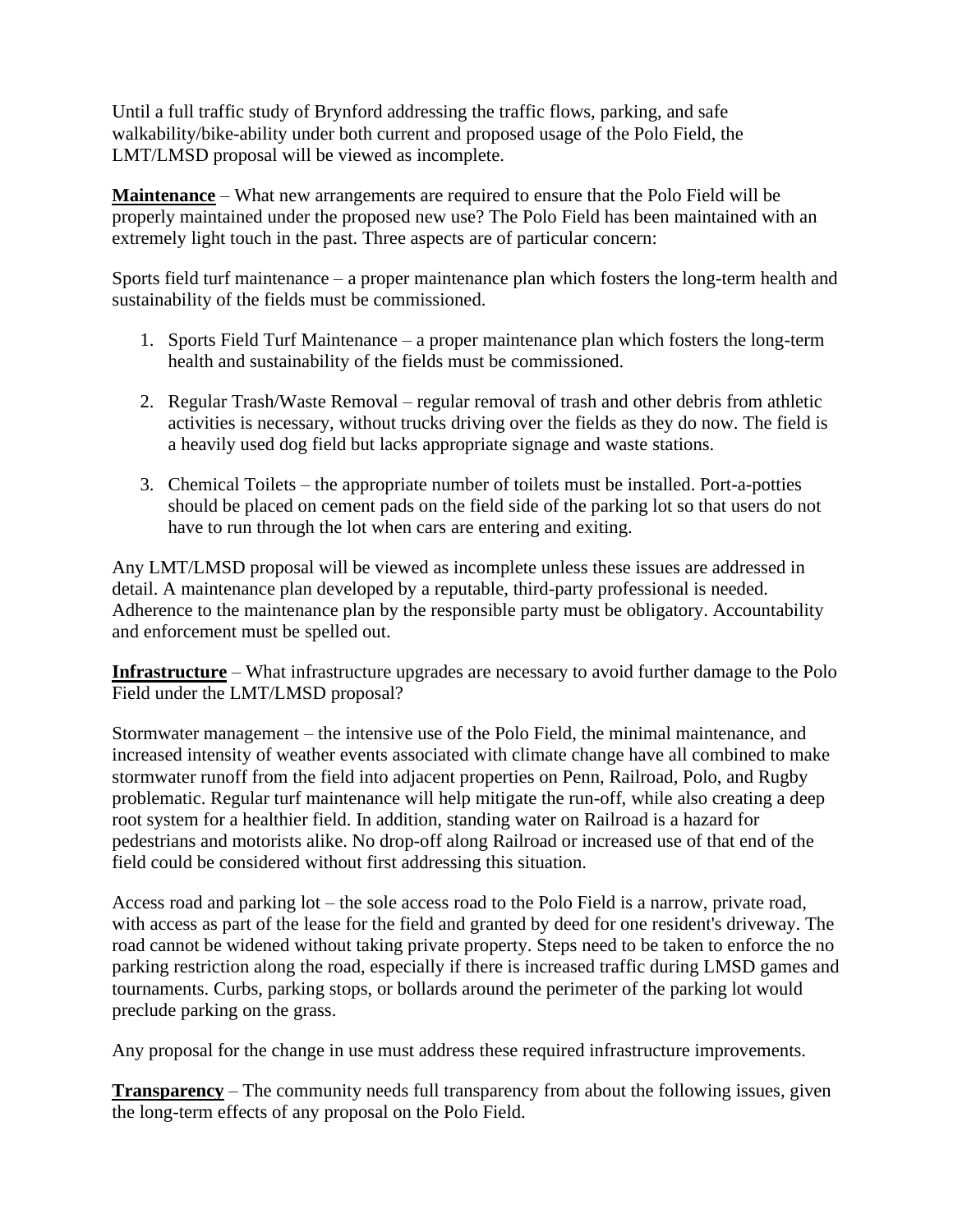Until a full traffic study of Brynford addressing the traffic flows, parking, and safe walkability/bike-ability under both current and proposed usage of the Polo Field, the LMT/LMSD proposal will be viewed as incomplete.

**Maintenance** – What new arrangements are required to ensure that the Polo Field will be properly maintained under the proposed new use? The Polo Field has been maintained with an extremely light touch in the past. Three aspects are of particular concern:

Sports field turf maintenance – a proper maintenance plan which fosters the long-term health and sustainability of the fields must be commissioned.

1. Sports Field Turf Maintenance – a proper maintenance plan which fosters the long-term health and sustainability of the fields must be commissioned.

2. Regular Trash/Waste Removal – regular removal of trash and other debris from athletic activities is necessary, without trucks driving over the fields as they do now. The field is a heavily used dog field but lacks appropriate signage and waste stations.

3. Chemical Toilets – the appropriate number of toilets must be installed. Port-a-potties should be placed on cement pads on the field side of the parking lot so that users do not have to run through the lot when cars are entering and exiting.

Any LMT/LMSD proposal will be viewed as incomplete unless these issues are addressed in detail. A maintenance plan developed by a reputable, third-party professional is needed. Adherence to the maintenance plan by the responsible party must be obligatory. Accountability and enforcement must be spelled out.

**Infrastructure** – What infrastructure upgrades are necessary to avoid further damage to the Polo Field under the LMT/LMSD proposal?

Stormwater management – the intensive use of the Polo Field, the minimal maintenance, and increased intensity of weather events associated with climate change have all combined to make stormwater runoff from the field into adjacent properties on Penn, Railroad, Polo, and Rugby problematic. Regular turf maintenance will help mitigate the run-off, while also creating a deep root system for a healthier field. In addition, standing water on Railroad is a hazard for pedestrians and motorists alike. No drop-off along Railroad or increased use of that end of the field could be considered without first addressing this situation.

Access road and parking lot – the sole access road to the Polo Field is a narrow, private road, with access as part of the lease for the field and granted by deed for one resident's driveway. The road cannot be widened without taking private property. Steps need to be taken to enforce the no parking restriction along the road, especially if there is increased traffic during LMSD games and tournaments. Curbs, parking stops, or bollards around the perimeter of the parking lot would preclude parking on the grass.

Any proposal for the change in use must address these required infrastructure improvements.

**Transparency** – The community needs full transparency from about the following issues, given the long-term effects of any proposal on the Polo Field.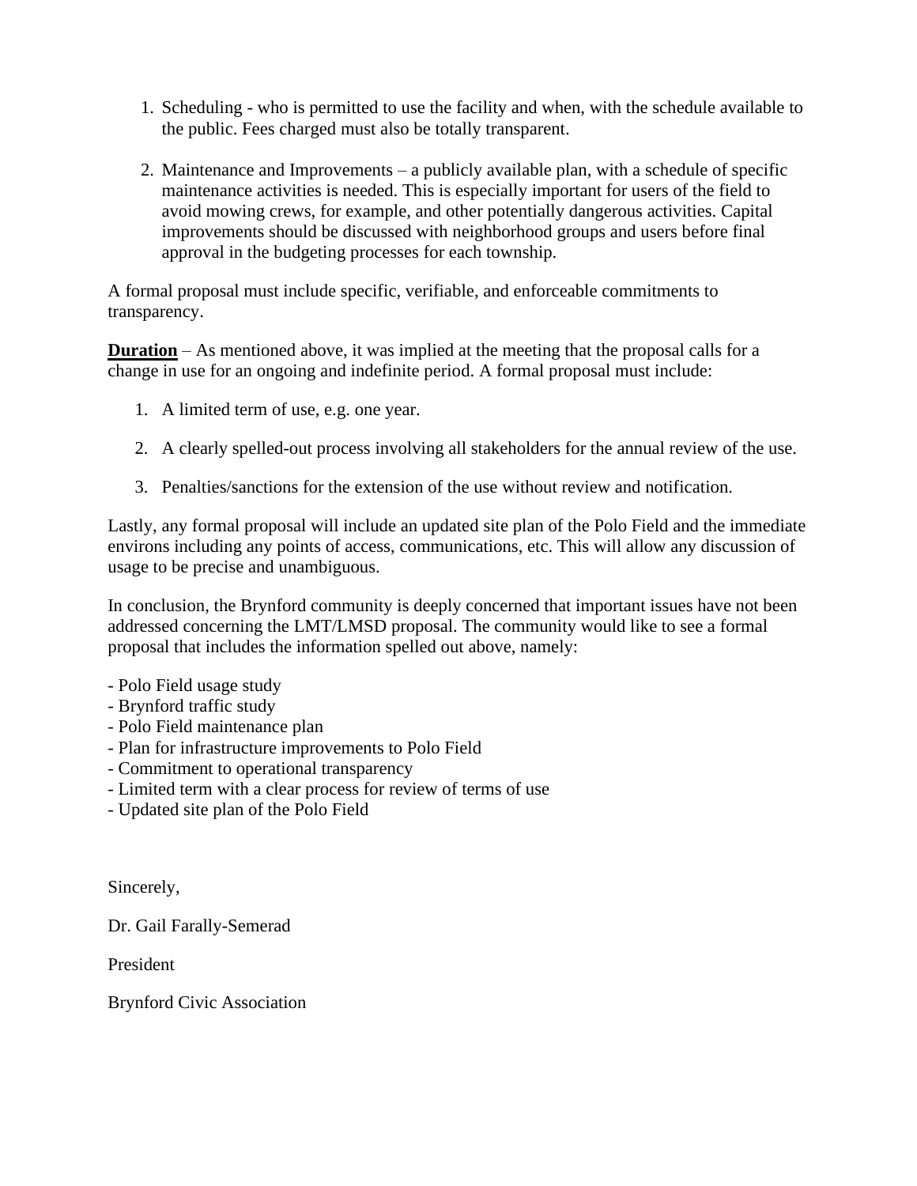1. Scheduling - who is permitted to use the facility and when, with the schedule available to the public. Fees charged must also be totally transparent.

2. Maintenance and Improvements – a publicly available plan, with a schedule of specific maintenance activities is needed. This is especially important for users of the field to avoid mowing crews, for example, and other potentially dangerous activities. Capital improvements should be discussed with neighborhood groups and users before final approval in the budgeting processes for each township.

A formal proposal must include specific, verifiable, and enforceable commitments to transparency.

**Duration** – As mentioned above, it was implied at the meeting that the proposal calls for a change in use for an ongoing and indefinite period. A formal proposal must include:

1. A limited term of use, e.g. one year.

2. A clearly spelled-out process involving all stakeholders for the annual review of the use.

3. Penalties/sanctions for the extension of the use without review and notification.

Lastly, any formal proposal will include an updated site plan of the Polo Field and the immediate environs including any points of access, communications, etc. This will allow any discussion of usage to be precise and unambiguous.

In conclusion, the Brynford community is deeply concerned that important issues have not been addressed concerning the LMT/LMSD proposal. The community would like to see a formal proposal that includes the information spelled out above, namely:

- Polo Field usage study
- Brynford traffic study
- Polo Field maintenance plan
- Plan for infrastructure improvements to Polo Field
- Commitment to operational transparency
- Limited term with a clear process for review of terms of use
- Updated site plan of the Polo Field

Sincerely,

Dr. Gail Farally-Semerad

President

Brynford Civic Association